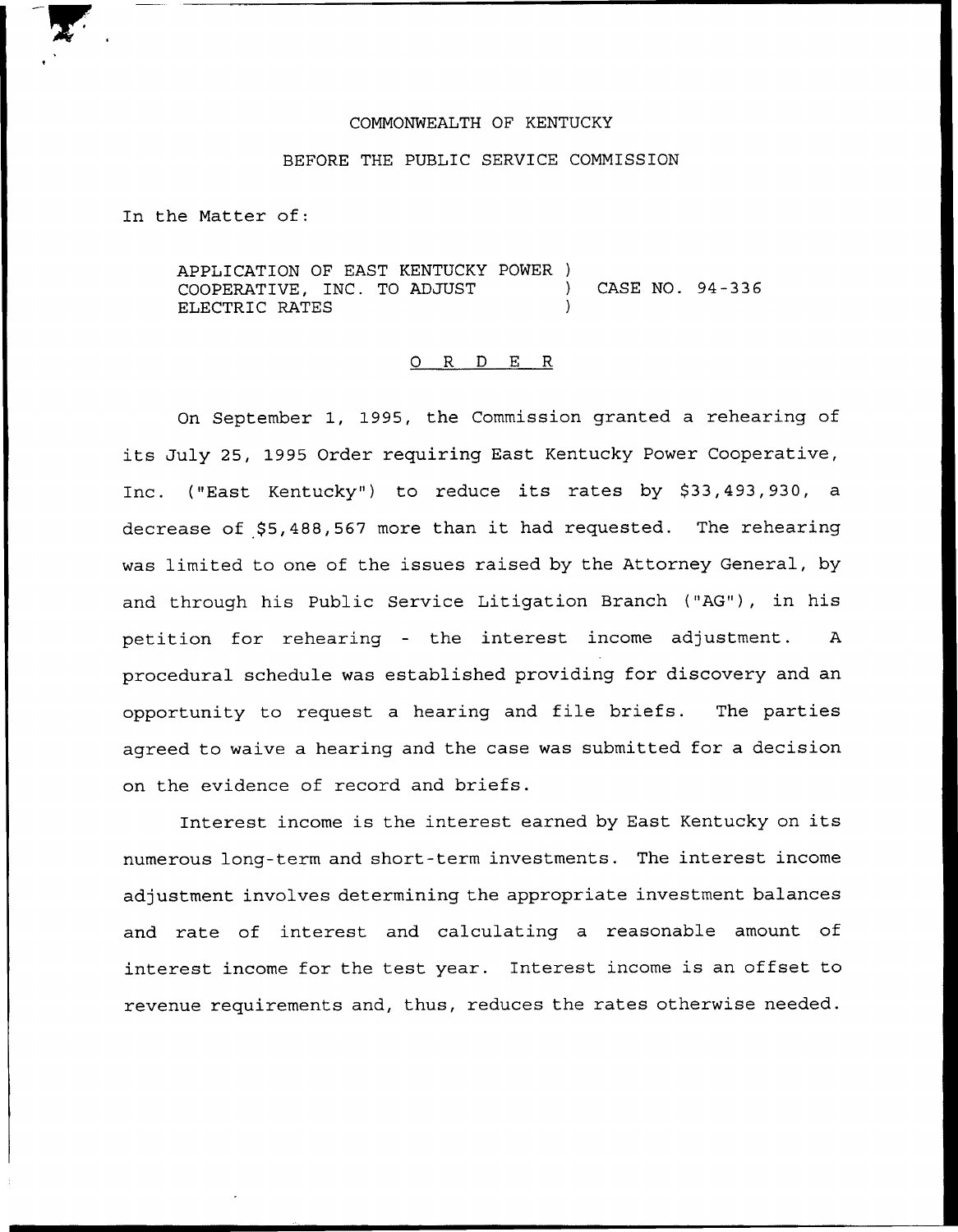COMMONWEALTH OF KENTUCKY

BEFORE THE PUBLIC SERVICE COMMISSION

In the Matter of:

APPLICATION OF EAST KENTUCKY POWER ) COOPERATIVE, INC. TO ADJUST ) CASE NO. 94-336 ELECTRIC RATES )

## O R D E R

On September 1, 1995, the Commission granted a rehearing of its July 25, 1995 Order requiring East Kentucky Power Cooperative, Inc. ("East Kentucky") to reduce its rates by $33,493,930, a decrease of $5,488,567 more than it had requested. The rehearing was limited to one of the issues raised by the Attorney General, by and through his Public Service Litigation Branch ("AG"), in his petition for rehearing - the interest income adjustment. A procedural schedule was established providing for discovery and an opportunity to request a hearing and file briefs. The parties agreed to waive a hearing and the case was submitted for a decision on the evidence of record and briefs.

Interest income is the interest earned by East Kentucky on its numerous long-term and short-term investments. The interest income adjustment involves determining the appropriate investment balances and rate of interest and calculating a reasonable amount of interest income for the test year. Interest income is an offset to revenue requirements and, thus, reduces the rates otherwise needed.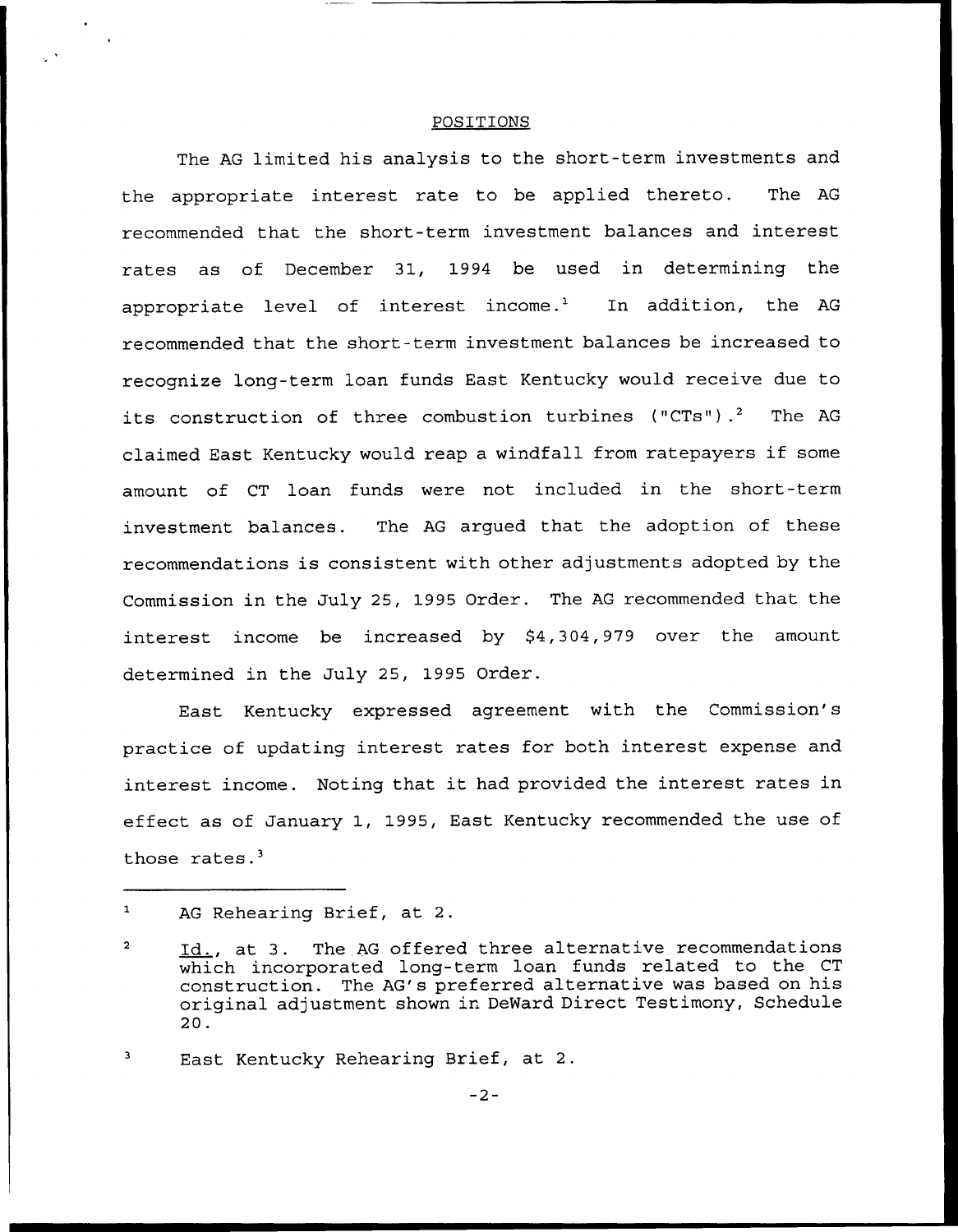POSITIONS

The AG limited his analysis to the short-term investments and the appropriate interest rate to be applied thereto. The AG recommended that the short-term investment balances and interest rates as of December 31, 1994 be used in determining the appropriate level of interest income.[1] In addition, the AG recommended that the short-term investment balances be increased to recognize long-term loan funds East Kentucky would receive due to its construction of three combustion turbines ("CTs").[2] The AG claimed East Kentucky would reap a windfall from ratepayers if some amount of CT loan funds were not included in the short-term investment balances. The AG argued that the adoption of these recommendations is consistent with other adjustments adopted by the Commission in the July 25, 1995 Order. The AG recommended that the interest income be increased by $4,304,979 over the amount determined in the July 25, 1995 Order.

East Kentucky expressed agreement with the Commission's practice of updating interest rates for both interest expense and interest income. Noting that it had provided the interest rates in effect as of January 1, 1995, East Kentucky recommended the use of those rates.[3]

---

[1] AG Rehearing Brief, at 2.

[2] Id., at 3. The AG offered three alternative recommendations which incorporated long-term loan funds related to the CT construction. The AG's preferred alternative was based on his original adjustment shown in DeWard Direct Testimony, Schedule 20.

[3] East Kentucky Rehearing Brief, at 2.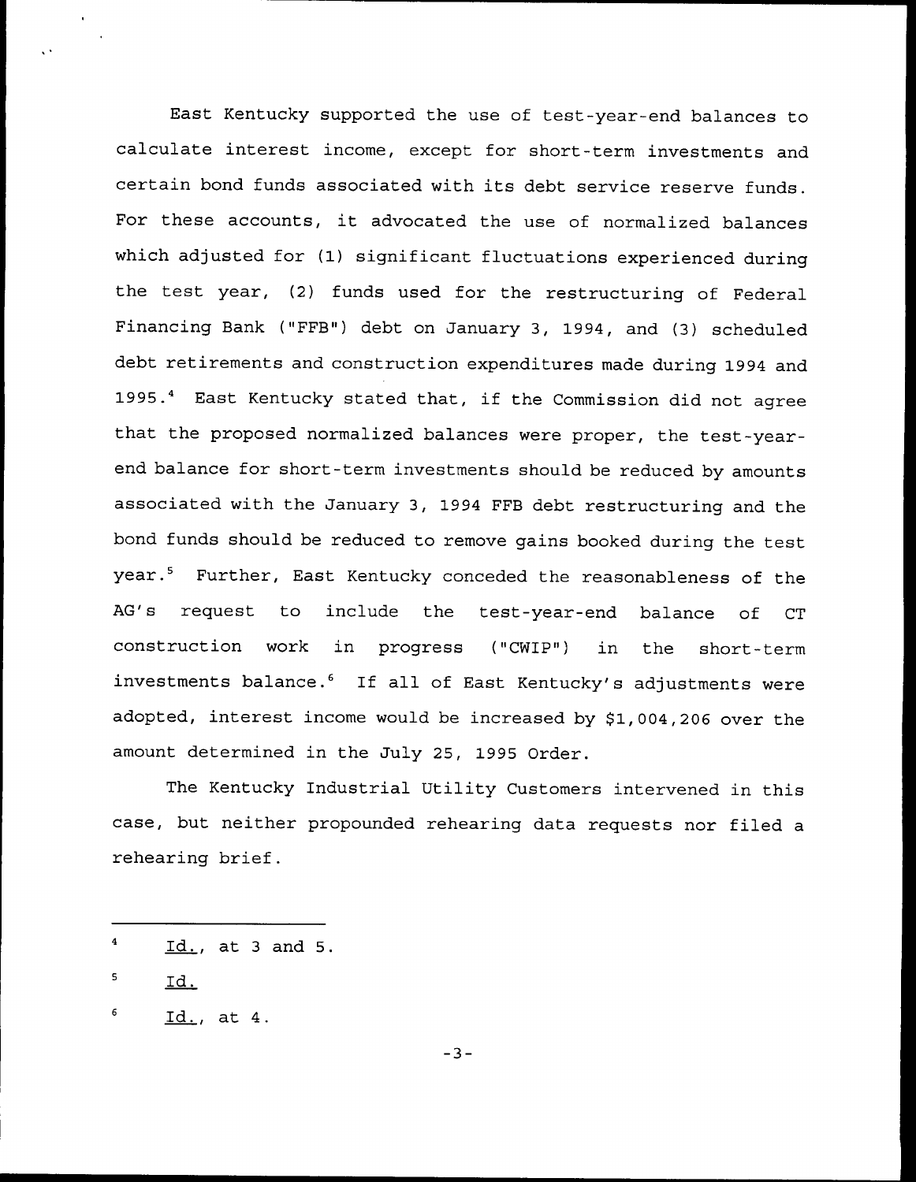East Kentucky supported the use of test-year-end balances to calculate interest income, except for short-term investments and certain bond funds associated with its debt service reserve funds. For these accounts, it advocated the use of normalized balances which adjusted for (1) significant fluctuations experienced during the test year, (2) funds used for the restructuring of Federal Financing Bank ("FFB") debt on January 3, 1994, and (3) scheduled debt retirements and construction expenditures made during 1994 and 1995.[4] East Kentucky stated that, if the Commission did not agree that the proposed normalized balances were proper, the test-year-end balance for short-term investments should be reduced by amounts associated with the January 3, 1994 FFB debt restructuring and the bond funds should be reduced to remove gains booked during the test year.[5] Further, East Kentucky conceded the reasonableness of the AG's request to include the test-year-end balance of CT construction work in progress ("CWIP") in the short-term investments balance.[6] If all of East Kentucky's adjustments were adopted, interest income would be increased by $1,004,206 over the amount determined in the July 25, 1995 Order.

The Kentucky Industrial Utility Customers intervened in this case, but neither propounded rehearing data requests nor filed a rehearing brief.

---

[4] Id., at 3 and 5.

[5] Id.

[6] Id., at 4.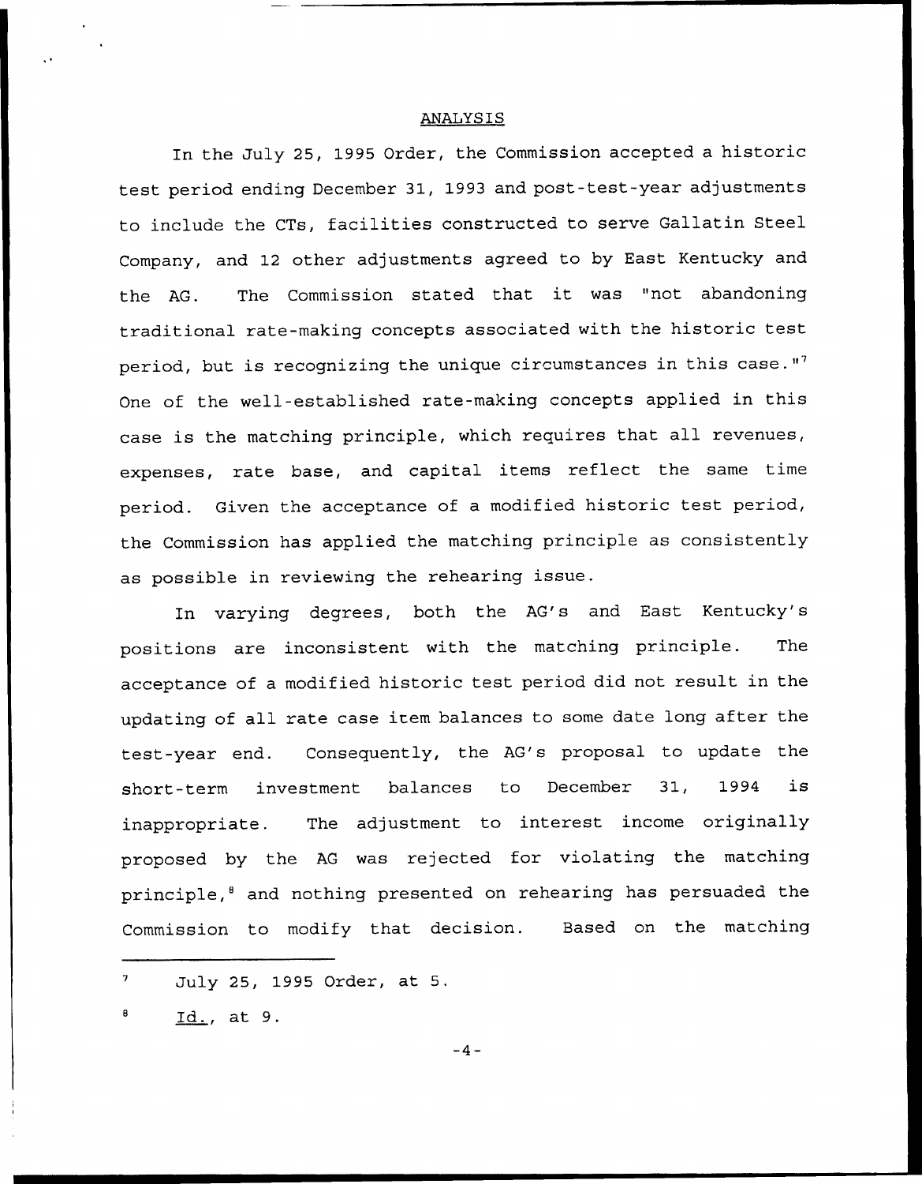## ANALYSIS

In the July 25, 1995 Order, the Commission accepted a historic test period ending December 31, 1993 and post-test-year adjustments to include the CTs, facilities constructed to serve Gallatin Steel Company, and 12 other adjustments agreed to by East Kentucky and the AG. The Commission stated that it was "not abandoning traditional rate-making concepts associated with the historic test period, but is recognizing the unique circumstances in this case."[7] One of the well-established rate-making concepts applied in this case is the matching principle, which requires that all revenues, expenses, rate base, and capital items reflect the same time period. Given the acceptance of a modified historic test period, the Commission has applied the matching principle as consistently as possible in reviewing the rehearing issue.

In varying degrees, both the AG's and East Kentucky's positions are inconsistent with the matching principle. The acceptance of a modified historic test period did not result in the updating of all rate case item balances to some date long after the test-year end. Consequently, the AG's proposal to update the short-term investment balances to December 31, 1994 is inappropriate. The adjustment to interest income originally proposed by the AG was rejected for violating the matching principle,[8] and nothing presented on rehearing has persuaded the Commission to modify that decision. Based on the matching

---

[7] July 25, 1995 Order, at 5.

[8] Id., at 9.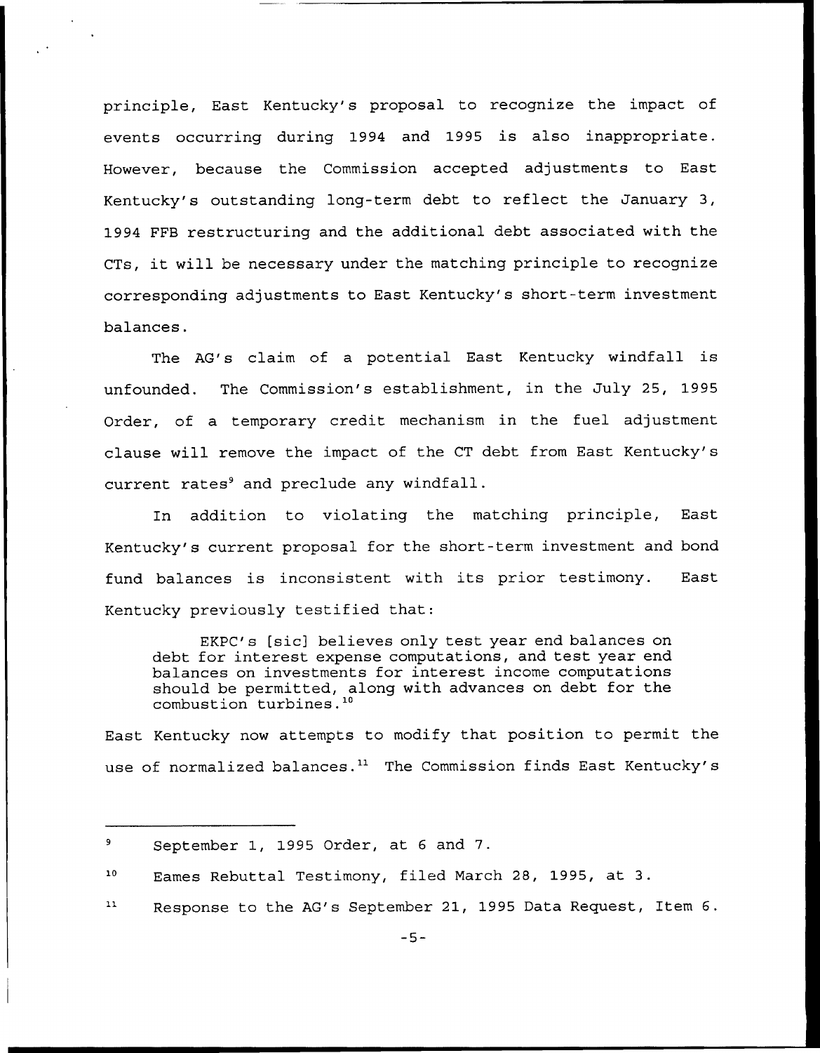principle, East Kentucky's proposal to recognize the impact of events occurring during 1994 and 1995 is also inappropriate. However, because the Commission accepted adjustments to East Kentucky's outstanding long-term debt to reflect the January 3, 1994 FFB restructuring and the additional debt associated with the CTs, it will be necessary under the matching principle to recognize corresponding adjustments to East Kentucky's short-term investment balances.

The AG's claim of a potential East Kentucky windfall is unfounded. The Commission's establishment, in the July 25, 1995 Order, of a temporary credit mechanism in the fuel adjustment clause will remove the impact of the CT debt from East Kentucky's current rates[9] and preclude any windfall.

In addition to violating the matching principle, East Kentucky's current proposal for the short-term investment and bond fund balances is inconsistent with its prior testimony. East Kentucky previously testified that:

> EKPC's [sic] believes only test year end balances on debt for interest expense computations, and test year end balances on investments for interest income computations should be permitted, along with advances on debt for the combustion turbines.[10]

East Kentucky now attempts to modify that position to permit the use of normalized balances.[11] The Commission finds East Kentucky's

---

[9] September 1, 1995 Order, at 6 and 7.

[10] Eames Rebuttal Testimony, filed March 28, 1995, at 3.

[11] Response to the AG's September 21, 1995 Data Request, Item 6.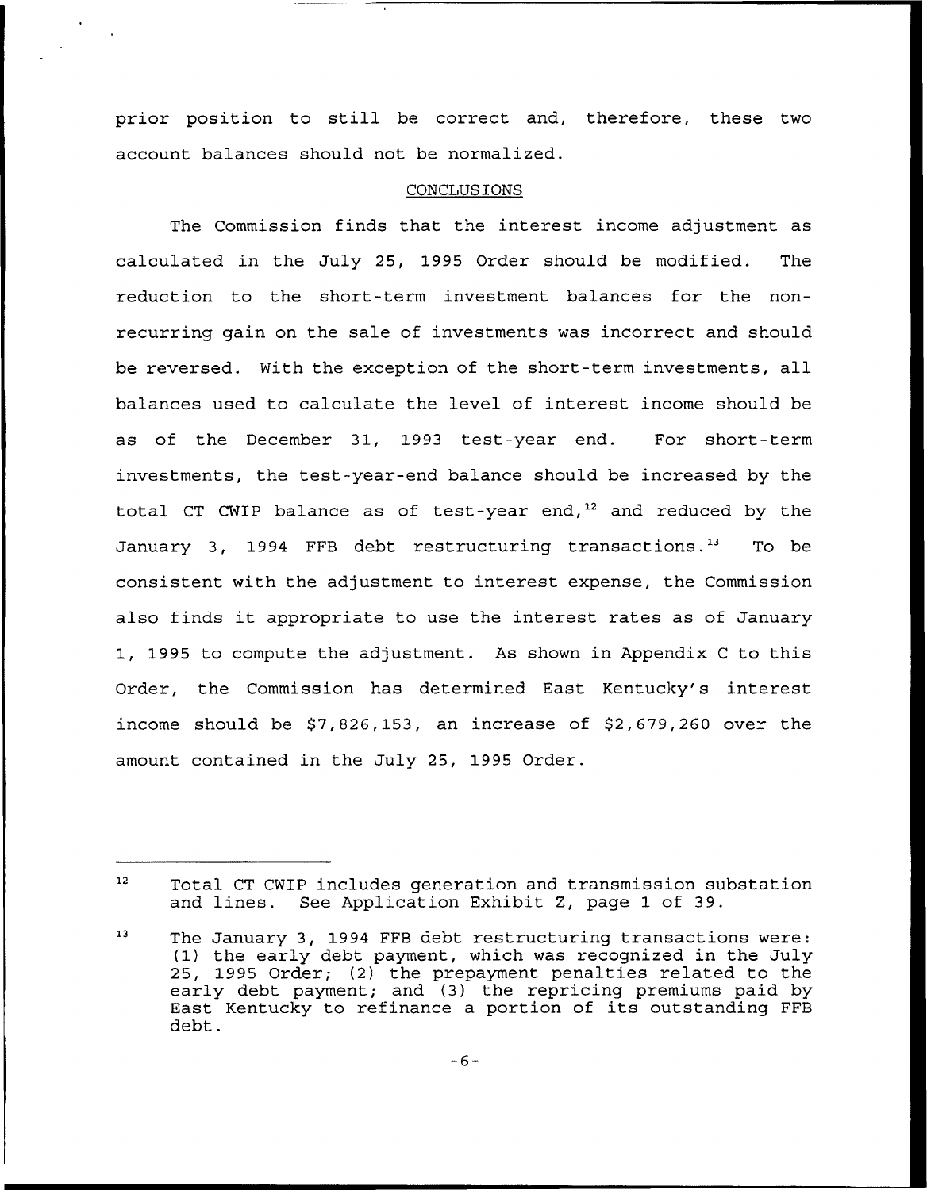prior position to still be correct and, therefore, these two account balances should not be normalized.

## CONCLUSIONS

The Commission finds that the interest income adjustment as calculated in the July 25, 1995 Order should be modified. The reduction to the short-term investment balances for the non-recurring gain on the sale of investments was incorrect and should be reversed. With the exception of the short-term investments, all balances used to calculate the level of interest income should be as of the December 31, 1993 test-year end. For short-term investments, the test-year-end balance should be increased by the total CT CWIP balance as of test-year end,[12] and reduced by the January 3, 1994 FFB debt restructuring transactions.[13] To be consistent with the adjustment to interest expense, the Commission also finds it appropriate to use the interest rates as of January 1, 1995 to compute the adjustment. As shown in Appendix C to this Order, the Commission has determined East Kentucky's interest income should be $7,826,153, an increase of $2,679,260 over the amount contained in the July 25, 1995 Order.

---

[12] Total CT CWIP includes generation and transmission substation and lines. See Application Exhibit Z, page 1 of 39.

[13] The January 3, 1994 FFB debt restructuring transactions were: (1) the early debt payment, which was recognized in the July 25, 1995 Order; (2) the prepayment penalties related to the early debt payment; and (3) the repricing premiums paid by East Kentucky to refinance a portion of its outstanding FFB debt.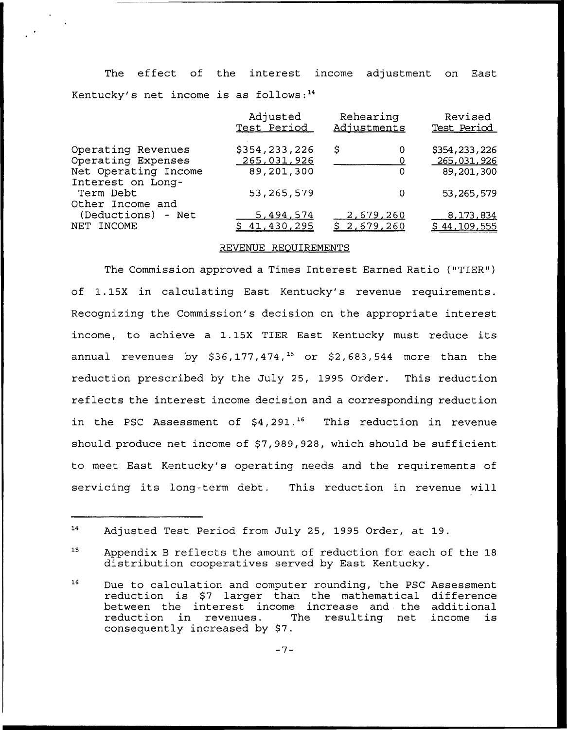The effect of the interest income adjustment on East Kentucky's net income is as follows:[14]

| | Adjusted Test Period | Rehearing Adjustments | Revised Test Period |
|---|---|---|---|
| Operating Revenues | $354,233,226 | $ 0 | $354,233,226 |
| Operating Expenses | 265,031,926 | 0 | 265,031,926 |
| Net Operating Income | 89,201,300 | 0 | 89,201,300 |
| Interest on Long-Term Debt | 53,265,579 | 0 | 53,265,579 |
| Other Income and (Deductions) - Net | 5,494,574 | 2,679,260 | 8,173,834 |
| NET INCOME | $ 41,430,295 | $ 2,679,260 | $ 44,109,555 |

## REVENUE REQUIREMENTS

The Commission approved a Times Interest Earned Ratio ("TIER") of 1.15X in calculating East Kentucky's revenue requirements. Recognizing the Commission's decision on the appropriate interest income, to achieve a 1.15X TIER East Kentucky must reduce its annual revenues by $36,177,474,[15] or $2,683,544 more than the reduction prescribed by the July 25, 1995 Order. This reduction reflects the interest income decision and a corresponding reduction in the PSC Assessment of $4,291.[16] This reduction in revenue should produce net income of $7,989,928, which should be sufficient to meet East Kentucky's operating needs and the requirements of servicing its long-term debt. This reduction in revenue will

---

[14] Adjusted Test Period from July 25, 1995 Order, at 19.

[15] Appendix B reflects the amount of reduction for each of the 18 distribution cooperatives served by East Kentucky.

[16] Due to calculation and computer rounding, the PSC Assessment reduction is $7 larger than the mathematical difference between the interest income increase and the additional reduction in revenues. The resulting net income is consequently increased by $7.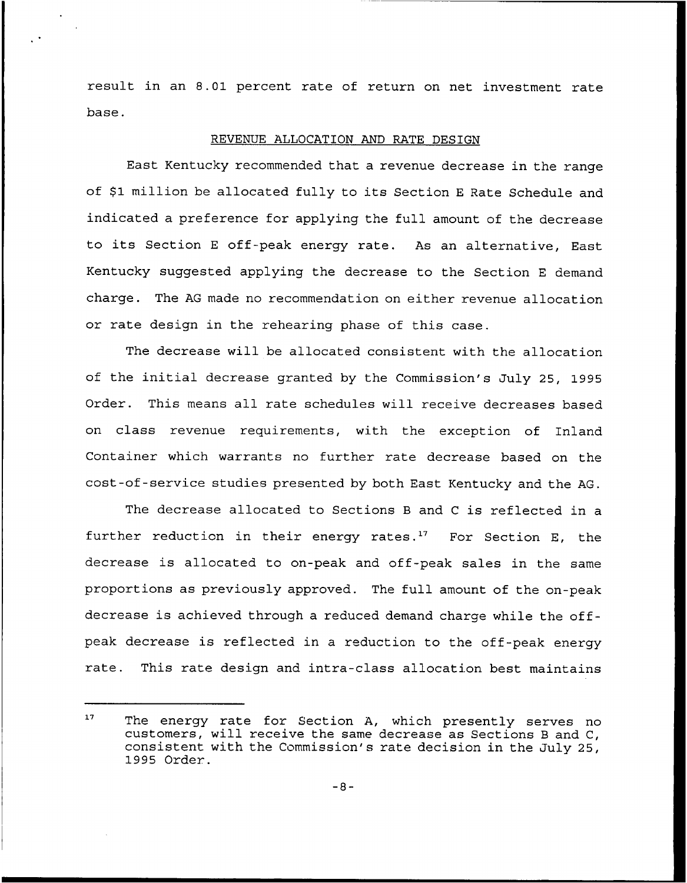result in an 8.01 percent rate of return on net investment rate base.

## REVENUE ALLOCATION AND RATE DESIGN

East Kentucky recommended that a revenue decrease in the range of $1 million be allocated fully to its Section E Rate Schedule and indicated a preference for applying the full amount of the decrease to its Section E off-peak energy rate. As an alternative, East Kentucky suggested applying the decrease to the Section E demand charge. The AG made no recommendation on either revenue allocation or rate design in the rehearing phase of this case.

The decrease will be allocated consistent with the allocation of the initial decrease granted by the Commission's July 25, 1995 Order. This means all rate schedules will receive decreases based on class revenue requirements, with the exception of Inland Container which warrants no further rate decrease based on the cost-of-service studies presented by both East Kentucky and the AG.

The decrease allocated to Sections B and C is reflected in a further reduction in their energy rates.[17] For Section E, the decrease is allocated to on-peak and off-peak sales in the same proportions as previously approved. The full amount of the on-peak decrease is achieved through a reduced demand charge while the off-peak decrease is reflected in a reduction to the off-peak energy rate. This rate design and intra-class allocation best maintains

---

[17] The energy rate for Section A, which presently serves no customers, will receive the same decrease as Sections B and C, consistent with the Commission's rate decision in the July 25, 1995 Order.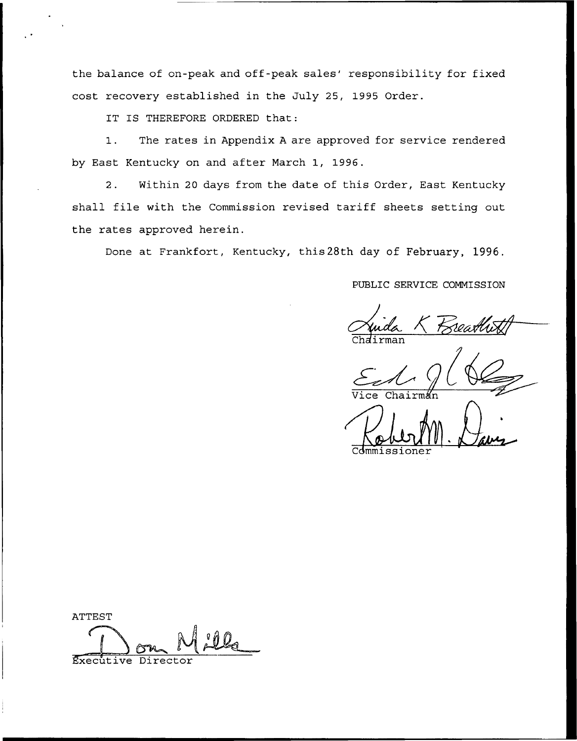the balance of on-peak and off-peak sales' responsibility for fixed cost recovery established in the July 25, 1995 Order.

IT IS THEREFORE ORDERED that:

1. The rates in Appendix A are approved for service rendered by East Kentucky on and after March 1, 1996.

2. Within 20 days from the date of this Order, East Kentucky shall file with the Commission revised tariff sheets setting out the rates approved herein.

Done at Frankfort, Kentucky, this 28th day of February, 1996.

PUBLIC SERVICE COMMISSION

Linda K Breathitt
Chairman

Vice Chairman

Robert M. Davis
Commissioner

ATTEST

Don Mills
Executive Director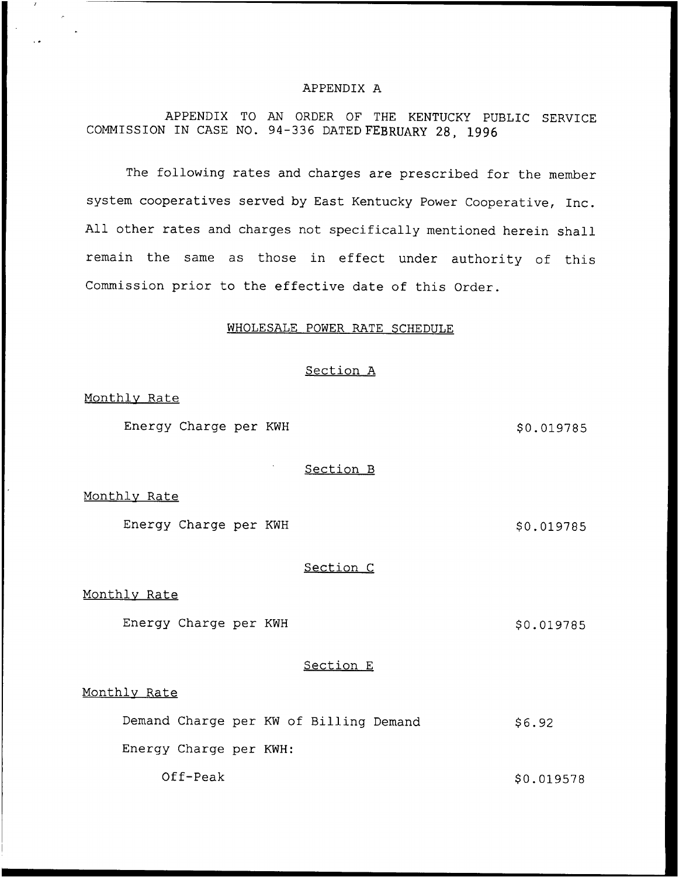# APPENDIX A

APPENDIX TO AN ORDER OF THE KENTUCKY PUBLIC SERVICE COMMISSION IN CASE NO. 94-336 DATED FEBRUARY 28, 1996

The following rates and charges are prescribed for the member system cooperatives served by East Kentucky Power Cooperative, Inc. All other rates and charges not specifically mentioned herein shall remain the same as those in effect under authority of this Commission prior to the effective date of this Order.

## WHOLESALE POWER RATE SCHEDULE

### Section A

Monthly Rate

| | |
|---|---|
| Energy Charge per KWH | $0.019785 |

### Section B

Monthly Rate

| | |
|---|---|
| Energy Charge per KWH | $0.019785 |

### Section C

Monthly Rate

| | |
|---|---|
| Energy Charge per KWH | $0.019785 |

### Section E

Monthly Rate

| | |
|---|---|
| Demand Charge per KW of Billing Demand | $6.92 |
| Energy Charge per KWH: | |
| Off-Peak | $0.019578 |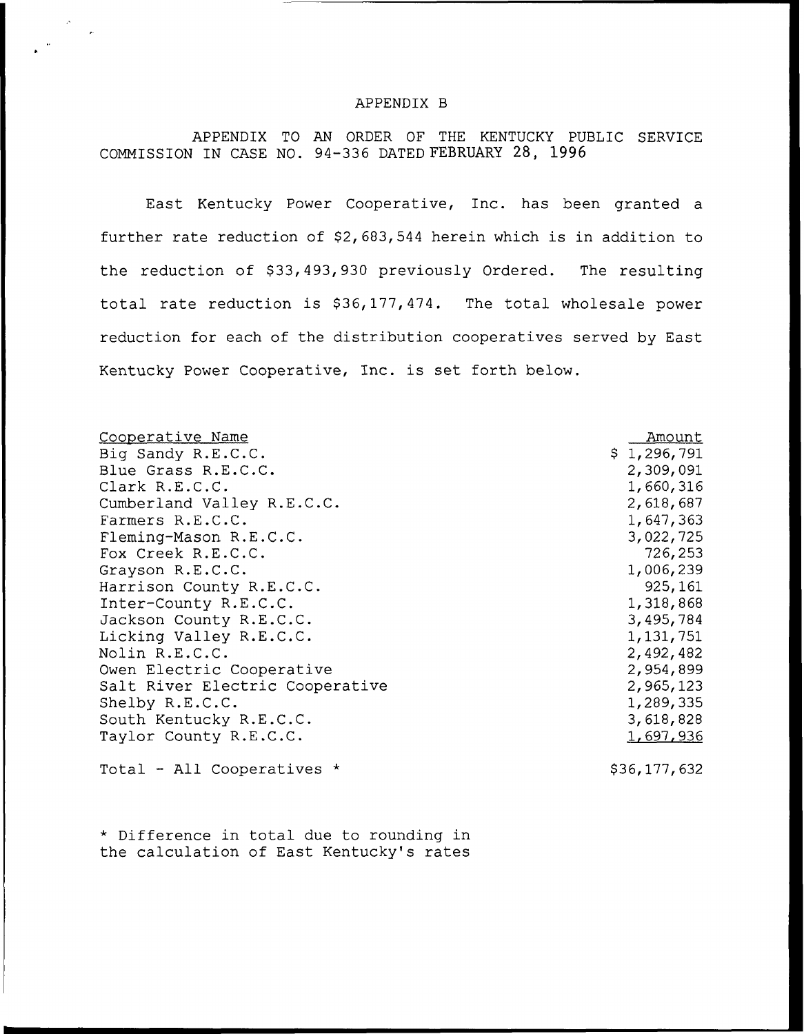APPENDIX B

APPENDIX TO AN ORDER OF THE KENTUCKY PUBLIC SERVICE COMMISSION IN CASE NO. 94-336 DATED FEBRUARY 28, 1996

East Kentucky Power Cooperative, Inc. has been granted a further rate reduction of $2,683,544 herein which is in addition to the reduction of $33,493,930 previously Ordered. The resulting total rate reduction is $36,177,474. The total wholesale power reduction for each of the distribution cooperatives served by East Kentucky Power Cooperative, Inc. is set forth below.

| Cooperative Name | Amount |
|---|---|
| Big Sandy R.E.C.C. | $ 1,296,791 |
| Blue Grass R.E.C.C. | 2,309,091 |
| Clark R.E.C.C. | 1,660,316 |
| Cumberland Valley R.E.C.C. | 2,618,687 |
| Farmers R.E.C.C. | 1,647,363 |
| Fleming-Mason R.E.C.C. | 3,022,725 |
| Fox Creek R.E.C.C. | 726,253 |
| Grayson R.E.C.C. | 1,006,239 |
| Harrison County R.E.C.C. | 925,161 |
| Inter-County R.E.C.C. | 1,318,868 |
| Jackson County R.E.C.C. | 3,495,784 |
| Licking Valley R.E.C.C. | 1,131,751 |
| Nolin R.E.C.C. | 2,492,482 |
| Owen Electric Cooperative | 2,954,899 |
| Salt River Electric Cooperative | 2,965,123 |
| Shelby R.E.C.C. | 1,289,335 |
| South Kentucky R.E.C.C. | 3,618,828 |
| Taylor County R.E.C.C. | 1,697,936 |
| Total - All Cooperatives * | $36,177,632 |

* Difference in total due to rounding in the calculation of East Kentucky's rates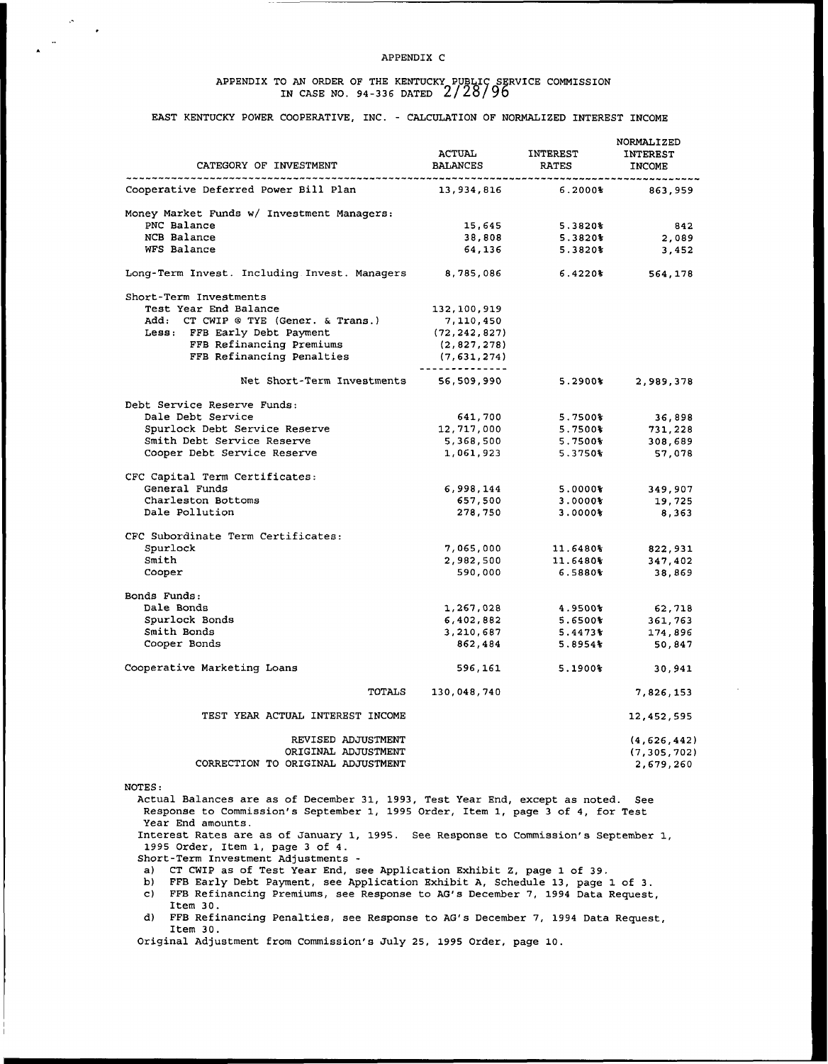APPENDIX C

APPENDIX TO AN ORDER OF THE KENTUCKY PUBLIC SERVICE COMMISSION IN CASE NO. 94-336 DATED 2/28/96

EAST KENTUCKY POWER COOPERATIVE, INC. - CALCULATION OF NORMALIZED INTEREST INCOME

| CATEGORY OF INVESTMENT | ACTUAL BALANCES | INTEREST RATES | NORMALIZED INTEREST INCOME |
|---|---|---|---|
| Cooperative Deferred Power Bill Plan | 13,934,816 | 6.2000% | 863,959 |
| Money Market Funds w/ Investment Managers: | | | |
| PNC Balance | 15,645 | 5.3820% | 842 |
| NCB Balance | 38,808 | 5.3820% | 2,089 |
| WFS Balance | 64,136 | 5.3820% | 3,452 |
| Long-Term Invest. Including Invest. Managers | 8,785,086 | 6.4220% | 564,178 |
| Short-Term Investments | | | |
| Test Year End Balance | 132,100,919 | | |
| Add: CT CWIP @ TYE (Gener. & Trans.) | 7,110,450 | | |
| Less: FFB Early Debt Payment | (72,242,827) | | |
| FFB Refinancing Premiums | (2,827,278) | | |
| FFB Refinancing Penalties | (7,631,274) | | |
| Net Short-Term Investments | 56,509,990 | 5.2900% | 2,989,378 |
| Debt Service Reserve Funds: | | | |
| Dale Debt Service | 641,700 | 5.7500% | 36,898 |
| Spurlock Debt Service Reserve | 12,717,000 | 5.7500% | 731,228 |
| Smith Debt Service Reserve | 5,368,500 | 5.7500% | 308,689 |
| Cooper Debt Service Reserve | 1,061,923 | 5.3750% | 57,078 |
| CFC Capital Term Certificates: | | | |
| General Funds | 6,998,144 | 5.0000% | 349,907 |
| Charleston Bottoms | 657,500 | 3.0000% | 19,725 |
| Dale Pollution | 278,750 | 3.0000% | 8,363 |
| CFC Subordinate Term Certificates: | | | |
| Spurlock | 7,065,000 | 11.6480% | 822,931 |
| Smith | 2,982,500 | 11.6480% | 347,402 |
| Cooper | 590,000 | 6.5880% | 38,869 |
| Bonds Funds: | | | |
| Dale Bonds | 1,267,028 | 4.9500% | 62,718 |
| Spurlock Bonds | 6,402,882 | 5.6500% | 361,763 |
| Smith Bonds | 3,210,687 | 5.4473% | 174,896 |
| Cooper Bonds | 862,484 | 5.8954% | 50,847 |
| Cooperative Marketing Loans | 596,161 | 5.1900% | 30,941 |
| TOTALS | 130,048,740 | | 7,826,153 |
| TEST YEAR ACTUAL INTEREST INCOME | | | 12,452,595 |
| REVISED ADJUSTMENT | | | (4,626,442) |
| ORIGINAL ADJUSTMENT | | | (7,305,702) |
| CORRECTION TO ORIGINAL ADJUSTMENT | | | 2,679,260 |

NOTES:

Actual Balances are as of December 31, 1993, Test Year End, except as noted. See Response to Commission's September 1, 1995 Order, Item 1, page 3 of 4, for Test Year End amounts.

Interest Rates are as of January 1, 1995. See Response to Commission's September 1, 1995 Order, Item 1, page 3 of 4.

Short-Term Investment Adjustments -

a) CT CWIP as of Test Year End, see Application Exhibit Z, page 1 of 39.

b) FFB Early Debt Payment, see Application Exhibit A, Schedule 13, page 1 of 3.

c) FFB Refinancing Premiums, see Response to AG's December 7, 1994 Data Request, Item 30.

d) FFB Refinancing Penalties, see Response to AG's December 7, 1994 Data Request, Item 30.

Original Adjustment from Commission's July 25, 1995 Order, page 10.